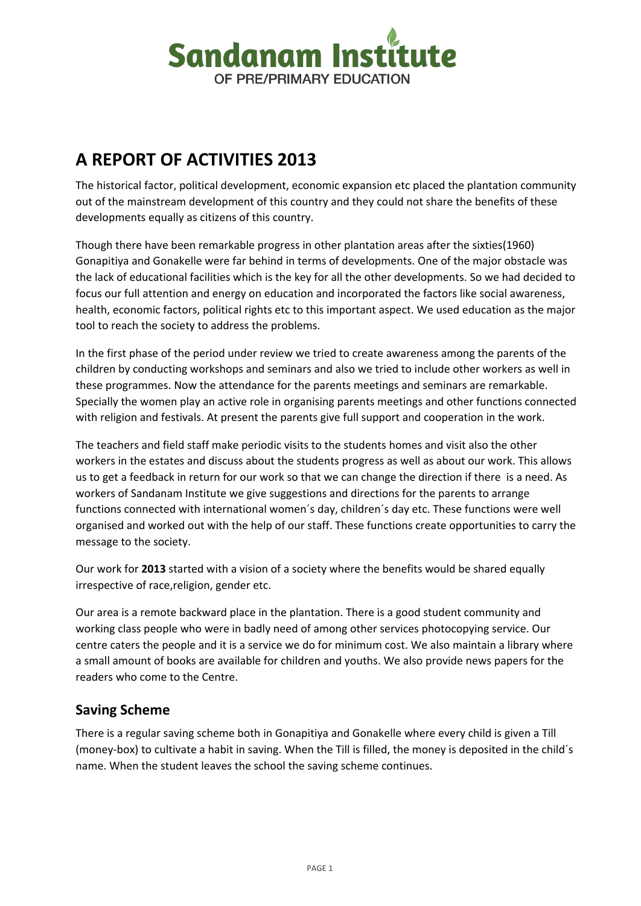# Sandanam Institute

OF PRE/PRIMARY EDUCATION

## A REPORT OF ACTIVITIES 2013

The historical factor, political development, economic expansion etc placed the plantation community out of the mainstream development of this country and they could not share the benefits of these developments equally as citizens of this country.

Though there have been remarkable progress in other plantation areas after the sixties(1960) Gonapitiya and Gonakelle were far behind in terms of developments. One of the major obstacle was the lack of educational facilities which is the key for all the other developments. So we had decided to focus our full attention and energy on education and incorporated the factors like social awareness, health, economic factors, political rights etc to this important aspect. We used education as the major tool to reach the society to address the problems.

In the first phase of the period under review we tried to create awareness among the parents of the children by conducting workshops and seminars and also we tried to include other workers as well in these programmes. Now the attendance for the parents meetings and seminars are remarkable. Specially the women play an active role in organising parents meetings and other functions connected with religion and festivals. At present the parents give full support and cooperation in the work.

The teachers and field staff make periodic visits to the students homes and visit also the other workers in the estates and discuss about the students progress as well as about our work. This allows us to get a feedback in return for our work so that we can change the direction if there is a need. As workers of Sandanam Institute we give suggestions and directions for the parents to arrange functions connected with international women´s day, children´s day etc. These functions were well organised and worked out with the help of our staff. These functions create opportunities to carry the message to the society.

Our work for **2013** started with a vision of a society where the benefits would be shared equally irrespective of race,religion, gender etc.

Our area is a remote backward place in the plantation. There is a good student community and working class people who were in badly need of among other services photocopying service. Our centre caters the people and it is a service we do for minimum cost. We also maintain a library where a small amount of books are available for children and youths. We also provide news papers for the readers who come to the Centre.

### Saving Scheme

There is a regular saving scheme both in Gonapitiya and Gonakelle where every child is given a Till (money-box) to cultivate a habit in saving. When the Till is filled, the money is deposited in the child´s name. When the student leaves the school the saving scheme continues.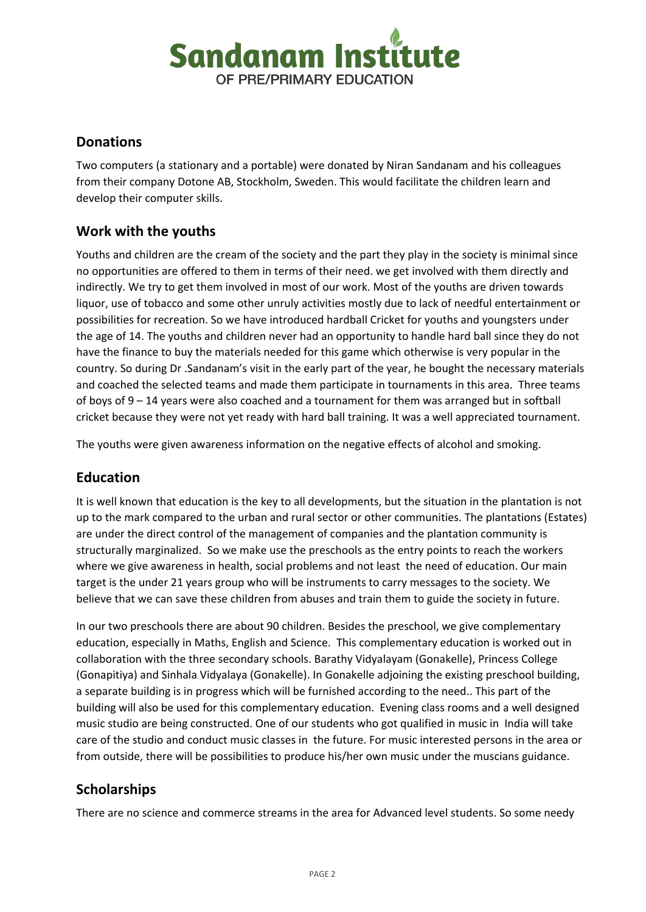## Donations

Two computers (a stationary and a portable) were donated by Niran Sandanam and his colleagues from their company Dotone AB, Stockholm, Sweden. This would facilitate the children learn and develop their computer skills.

## Work with the youths

Youths and children are the cream of the society and the part they play in the society is minimal since no opportunities are offered to them in terms of their need. we get involved with them directly and indirectly. We try to get them involved in most of our work. Most of the youths are driven towards liquor, use of tobacco and some other unruly activities mostly due to lack of needful entertainment or possibilities for recreation. So we have introduced hardball Cricket for youths and youngsters under the age of 14. The youths and children never had an opportunity to handle hard ball since they do not have the finance to buy the materials needed for this game which otherwise is very popular in the country. So during Dr .Sandanam's visit in the early part of the year, he bought the necessary materials and coached the selected teams and made them participate in tournaments in this area. Three teams of boys of 9 – 14 years were also coached and a tournament for them was arranged but in softball cricket because they were not yet ready with hard ball training. It was a well appreciated tournament.

The youths were given awareness information on the negative effects of alcohol and smoking.

## Education

It is well known that education is the key to all developments, but the situation in the plantation is not up to the mark compared to the urban and rural sector or other communities. The plantations (Estates) are under the direct control of the management of companies and the plantation community is structurally marginalized. So we make use the preschools as the entry points to reach the workers where we give awareness in health, social problems and not least the need of education. Our main target is the under 21 years group who will be instruments to carry messages to the society. We believe that we can save these children from abuses and train them to guide the society in future.

In our two preschools there are about 90 children. Besides the preschool, we give complementary education, especially in Maths, English and Science. This complementary education is worked out in collaboration with the three secondary schools. Barathy Vidyalayam (Gonakelle), Princess College (Gonapitiya) and Sinhala Vidyalaya (Gonakelle). In Gonakelle adjoining the existing preschool building, a separate building is in progress which will be furnished according to the need.. This part of the building will also be used for this complementary education. Evening class rooms and a well designed music studio are being constructed. One of our students who got qualified in music in India will take care of the studio and conduct music classes in the future. For music interested persons in the area or from outside, there will be possibilities to produce his/her own music under the muscians guidance.

## Scholarships

There are no science and commerce streams in the area for Advanced level students. So some needy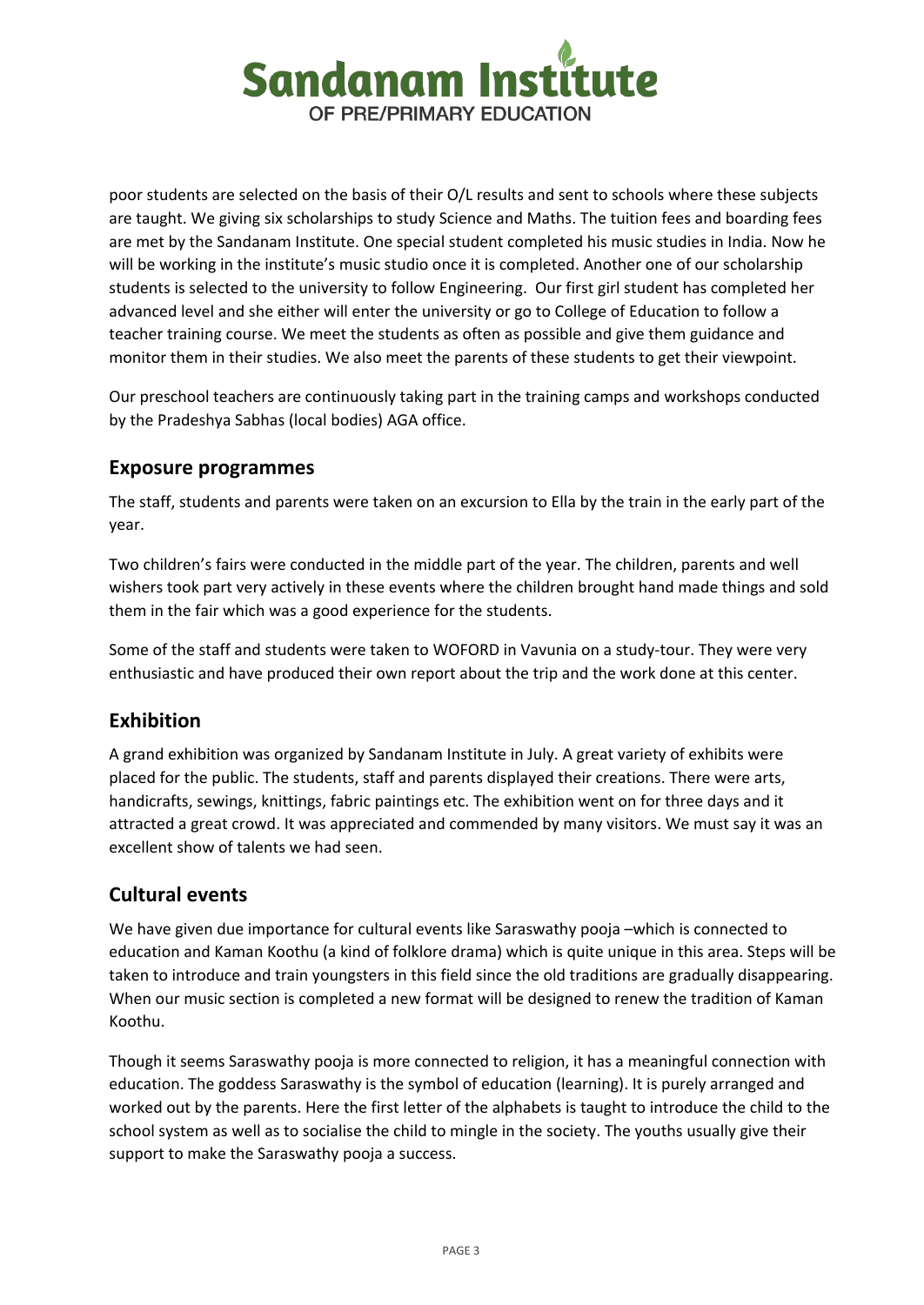poor students are selected on the basis of their O/L results and sent to schools where these subjects are taught. We giving six scholarships to study Science and Maths. The tuition fees and boarding fees are met by the Sandanam Institute. One special student completed his music studies in India. Now he will be working in the institute's music studio once it is completed. Another one of our scholarship students is selected to the university to follow Engineering.  Our first girl student has completed her advanced level and she either will enter the university or go to College of Education to follow a teacher training course. We meet the students as often as possible and give them guidance and monitor them in their studies. We also meet the parents of these students to get their viewpoint.

Our preschool teachers are continuously taking part in the training camps and workshops conducted by the Pradeshya Sabhas (local bodies) AGA office.

## Exposure programmes

The staff, students and parents were taken on an excursion to Ella by the train in the early part of the year.

Two children's fairs were conducted in the middle part of the year. The children, parents and well wishers took part very actively in these events where the children brought hand made things and sold them in the fair which was a good experience for the students.

Some of the staff and students were taken to WOFORD in Vavunia on a study-tour. They were very enthusiastic and have produced their own report about the trip and the work done at this center.

## Exhibition

A grand exhibition was organized by Sandanam Institute in July. A great variety of exhibits were placed for the public. The students, staff and parents displayed their creations. There were arts, handicrafts, sewings, knittings, fabric paintings etc. The exhibition went on for three days and it attracted a great crowd. It was appreciated and commended by many visitors. We must say it was an excellent show of talents we had seen.

## Cultural events

We have given due importance for cultural events like Saraswathy pooja –which is connected to education and Kaman Koothu (a kind of folklore drama) which is quite unique in this area. Steps will be taken to introduce and train youngsters in this field since the old traditions are gradually disappearing. When our music section is completed a new format will be designed to renew the tradition of Kaman Koothu.

Though it seems Saraswathy pooja is more connected to religion, it has a meaningful connection with education. The goddess Saraswathy is the symbol of education (learning). It is purely arranged and worked out by the parents. Here the first letter of the alphabets is taught to introduce the child to the school system as well as to socialise the child to mingle in the society. The youths usually give their support to make the Saraswathy pooja a success.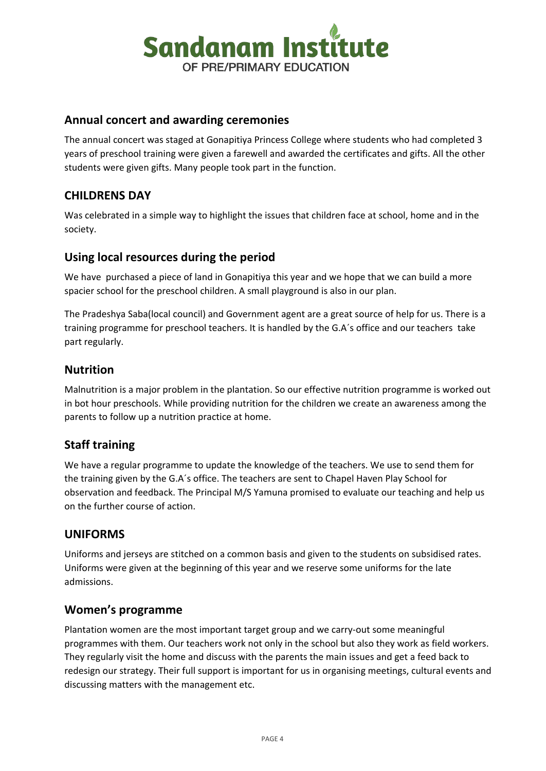## Annual concert and awarding ceremonies

The annual concert was staged at Gonapitiya Princess College where students who had completed 3 years of preschool training were given a farewell and awarded the certificates and gifts. All the other students were given gifts. Many people took part in the function.

## CHILDRENS DAY

Was celebrated in a simple way to highlight the issues that children face at school, home and in the society.

## Using local resources during the period

We have purchased a piece of land in Gonapitiya this year and we hope that we can build a more spacier school for the preschool children. A small playground is also in our plan.

The Pradeshya Saba(local council) and Government agent are a great source of help for us. There is a training programme for preschool teachers. It is handled by the G.A´s office and our teachers take part regularly.

## Nutrition

Malnutrition is a major problem in the plantation. So our effective nutrition programme is worked out in bot hour preschools. While providing nutrition for the children we create an awareness among the parents to follow up a nutrition practice at home.

## Staff training

We have a regular programme to update the knowledge of the teachers. We use to send them for the training given by the G.A´s office. The teachers are sent to Chapel Haven Play School for observation and feedback. The Principal M/S Yamuna promised to evaluate our teaching and help us on the further course of action.

## UNIFORMS

Uniforms and jerseys are stitched on a common basis and given to the students on subsidised rates. Uniforms were given at the beginning of this year and we reserve some uniforms for the late admissions.

## Women's programme

Plantation women are the most important target group and we carry-out some meaningful programmes with them. Our teachers work not only in the school but also they work as field workers. They regularly visit the home and discuss with the parents the main issues and get a feed back to redesign our strategy. Their full support is important for us in organising meetings, cultural events and discussing matters with the management etc.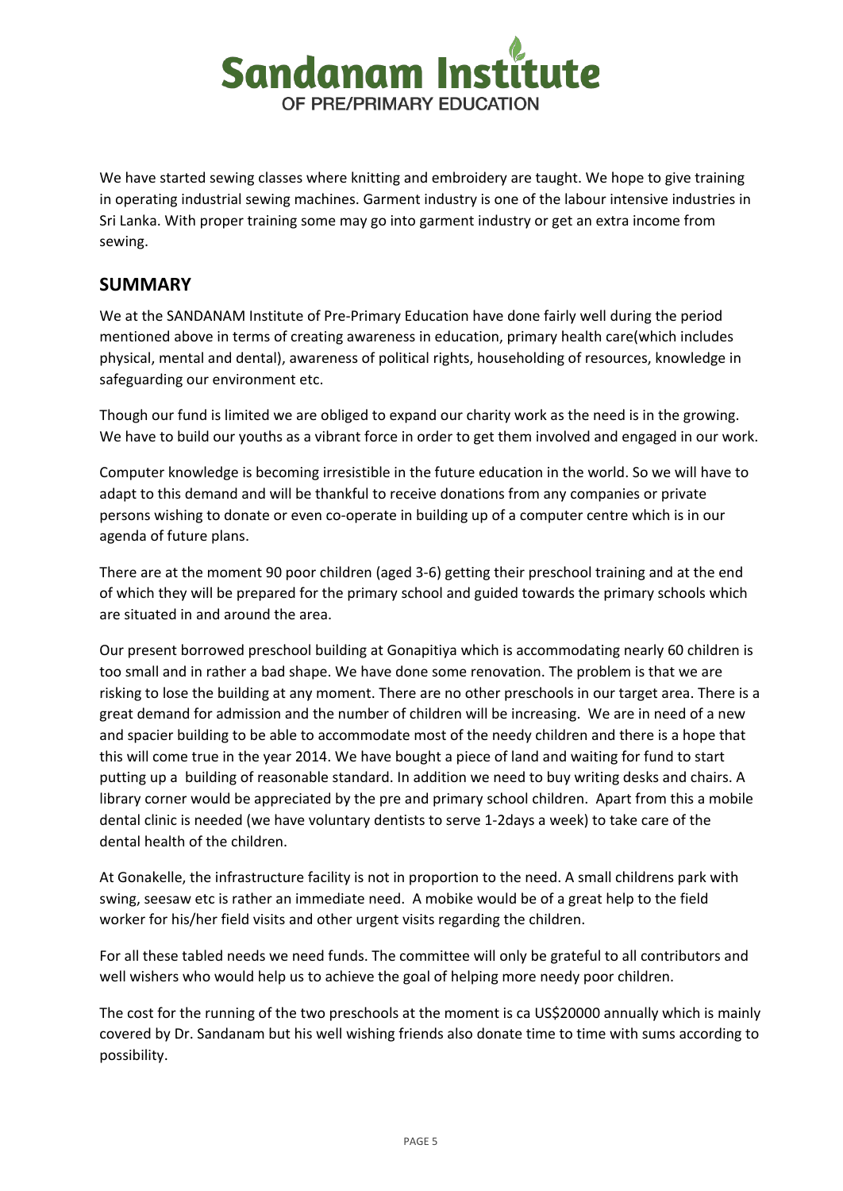We have started sewing classes where knitting and embroidery are taught. We hope to give training in operating industrial sewing machines. Garment industry is one of the labour intensive industries in Sri Lanka. With proper training some may go into garment industry or get an extra income from sewing.

## SUMMARY

We at the SANDANAM Institute of Pre-Primary Education have done fairly well during the period mentioned above in terms of creating awareness in education, primary health care(which includes physical, mental and dental), awareness of political rights, householding of resources, knowledge in safeguarding our environment etc.

Though our fund is limited we are obliged to expand our charity work as the need is in the growing. We have to build our youths as a vibrant force in order to get them involved and engaged in our work.

Computer knowledge is becoming irresistible in the future education in the world. So we will have to adapt to this demand and will be thankful to receive donations from any companies or private persons wishing to donate or even co-operate in building up of a computer centre which is in our agenda of future plans.

There are at the moment 90 poor children (aged 3-6) getting their preschool training and at the end of which they will be prepared for the primary school and guided towards the primary schools which are situated in and around the area.

Our present borrowed preschool building at Gonapitiya which is accommodating nearly 60 children is too small and in rather a bad shape. We have done some renovation. The problem is that we are risking to lose the building at any moment. There are no other preschools in our target area. There is a great demand for admission and the number of children will be increasing. We are in need of a new and spacier building to be able to accommodate most of the needy children and there is a hope that this will come true in the year 2014. We have bought a piece of land and waiting for fund to start putting up a building of reasonable standard. In addition we need to buy writing desks and chairs. A library corner would be appreciated by the pre and primary school children. Apart from this a mobile dental clinic is needed (we have voluntary dentists to serve 1-2days a week) to take care of the dental health of the children.

At Gonakelle, the infrastructure facility is not in proportion to the need. A small childrens park with swing, seesaw etc is rather an immediate need. A mobike would be of a great help to the field worker for his/her field visits and other urgent visits regarding the children.

For all these tabled needs we need funds. The committee will only be grateful to all contributors and well wishers who would help us to achieve the goal of helping more needy poor children.

The cost for the running of the two preschools at the moment is ca US$20000 annually which is mainly covered by Dr. Sandanam but his well wishing friends also donate time to time with sums according to possibility.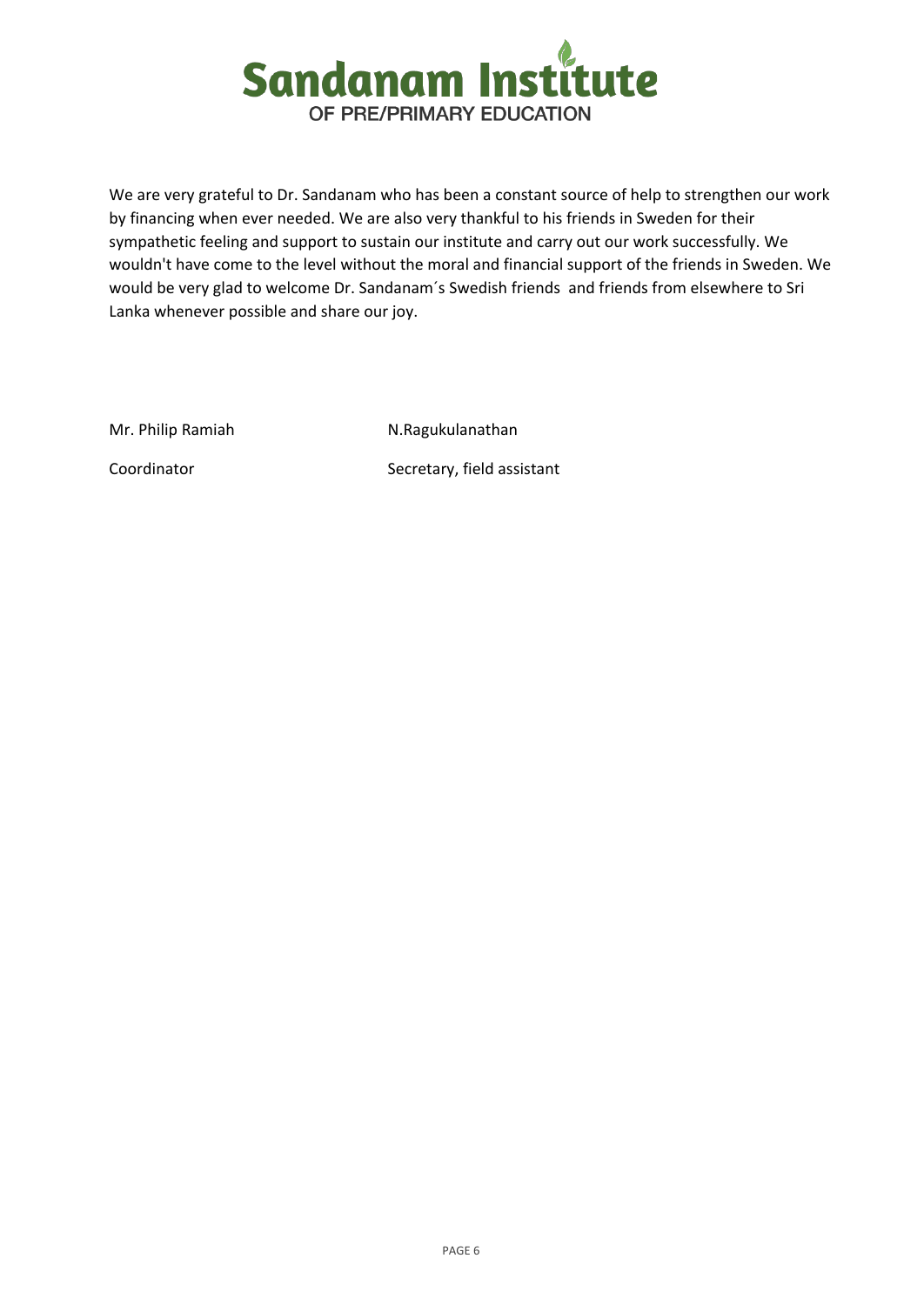# Sandanam Institute
OF PRE/PRIMARY EDUCATION

We are very grateful to Dr. Sandanam who has been a constant source of help to strengthen our work by financing when ever needed. We are also very thankful to his friends in Sweden for their sympathetic feeling and support to sustain our institute and carry out our work successfully. We wouldn't have come to the level without the moral and financial support of the friends in Sweden. We would be very glad to welcome Dr. Sandanam´s Swedish friends and friends from elsewhere to Sri Lanka whenever possible and share our joy.

| | |
|---|---|
| Mr. Philip Ramiah | N.Ragukulanathan |
| Coordinator | Secretary, field assistant |